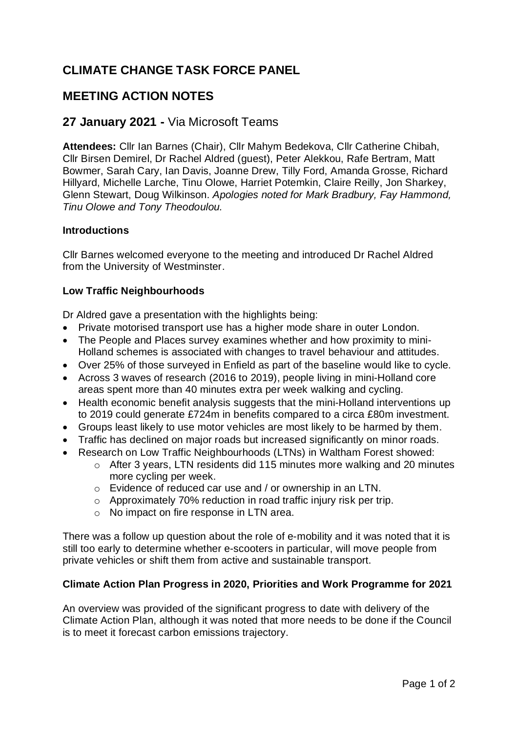# CLIMATE CHANGE TASK FORCE PANEL

# MEETING ACTION NOTES

## 27 January 2021 - Via Microsoft Teams

**Attendees:** Cllr Ian Barnes (Chair), Cllr Mahym Bedekova, Cllr Catherine Chibah, Cllr Birsen Demirel, Dr Rachel Aldred (guest), Peter Alekkou, Rafe Bertram, Matt Bowmer, Sarah Cary, Ian Davis, Joanne Drew, Tilly Ford, Amanda Grosse, Richard Hillyard, Michelle Larche, Tinu Olowe, Harriet Potemkin, Claire Reilly, Jon Sharkey, Glenn Stewart, Doug Wilkinson. *Apologies noted for Mark Bradbury, Fay Hammond, Tinu Olowe and Tony Theodoulou.*

### Introductions

Cllr Barnes welcomed everyone to the meeting and introduced Dr Rachel Aldred from the University of Westminster.

### Low Traffic Neighbourhoods

Dr Aldred gave a presentation with the highlights being:

- Private motorised transport use has a higher mode share in outer London.
- The People and Places survey examines whether and how proximity to mini-Holland schemes is associated with changes to travel behaviour and attitudes.
- Over 25% of those surveyed in Enfield as part of the baseline would like to cycle.
- Across 3 waves of research (2016 to 2019), people living in mini-Holland core areas spent more than 40 minutes extra per week walking and cycling.
- Health economic benefit analysis suggests that the mini-Holland interventions up to 2019 could generate £724m in benefits compared to a circa £80m investment.
- Groups least likely to use motor vehicles are most likely to be harmed by them.
- Traffic has declined on major roads but increased significantly on minor roads.
- Research on Low Traffic Neighbourhoods (LTNs) in Waltham Forest showed:
  - After 3 years, LTN residents did 115 minutes more walking and 20 minutes more cycling per week.
  - Evidence of reduced car use and / or ownership in an LTN.
  - Approximately 70% reduction in road traffic injury risk per trip.
  - No impact on fire response in LTN area.

There was a follow up question about the role of e-mobility and it was noted that it is still too early to determine whether e-scooters in particular, will move people from private vehicles or shift them from active and sustainable transport.

### Climate Action Plan Progress in 2020, Priorities and Work Programme for 2021

An overview was provided of the significant progress to date with delivery of the Climate Action Plan, although it was noted that more needs to be done if the Council is to meet it forecast carbon emissions trajectory.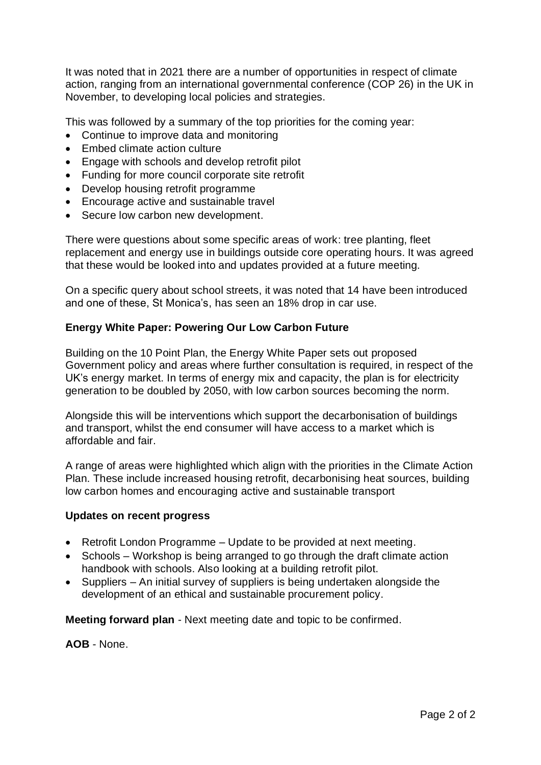It was noted that in 2021 there are a number of opportunities in respect of climate action, ranging from an international governmental conference (COP 26) in the UK in November, to developing local policies and strategies.

This was followed by a summary of the top priorities for the coming year:

- Continue to improve data and monitoring
- Embed climate action culture
- Engage with schools and develop retrofit pilot
- Funding for more council corporate site retrofit
- Develop housing retrofit programme
- Encourage active and sustainable travel
- Secure low carbon new development.

There were questions about some specific areas of work: tree planting, fleet replacement and energy use in buildings outside core operating hours. It was agreed that these would be looked into and updates provided at a future meeting.

On a specific query about school streets, it was noted that 14 have been introduced and one of these, St Monica's, has seen an 18% drop in car use.

**Energy White Paper: Powering Our Low Carbon Future**

Building on the 10 Point Plan, the Energy White Paper sets out proposed Government policy and areas where further consultation is required, in respect of the UK's energy market. In terms of energy mix and capacity, the plan is for electricity generation to be doubled by 2050, with low carbon sources becoming the norm.

Alongside this will be interventions which support the decarbonisation of buildings and transport, whilst the end consumer will have access to a market which is affordable and fair.

A range of areas were highlighted which align with the priorities in the Climate Action Plan. These include increased housing retrofit, decarbonising heat sources, building low carbon homes and encouraging active and sustainable transport

**Updates on recent progress**

- Retrofit London Programme – Update to be provided at next meeting.
- Schools – Workshop is being arranged to go through the draft climate action handbook with schools. Also looking at a building retrofit pilot.
- Suppliers – An initial survey of suppliers is being undertaken alongside the development of an ethical and sustainable procurement policy.

**Meeting forward plan** - Next meeting date and topic to be confirmed.

**AOB** - None.